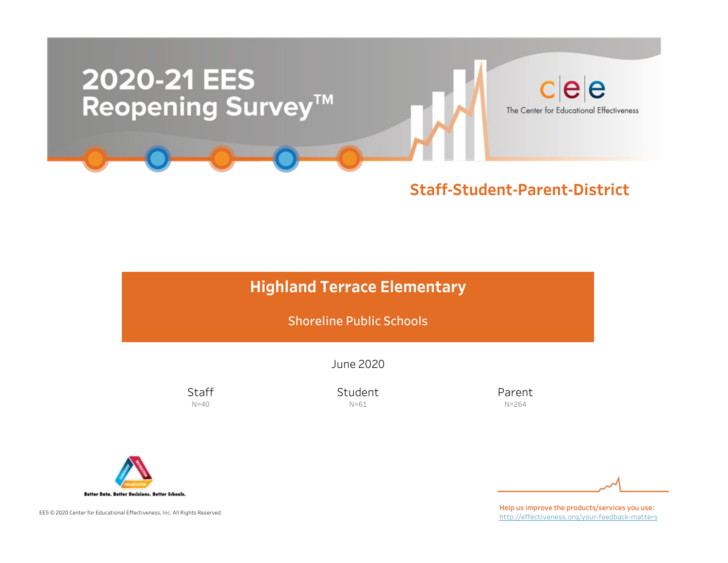# 2020-21 EES Reopening Survey™

The Center for Educational Effectiveness

## Staff-Student-Parent-District

## Highland Terrace Elementary

Shoreline Public Schools

June 2020

| Staff | Student | Parent |
| --- | --- | --- |
| N=40 | N=61 | N=264 |

Better Data. Better Decisions. Better Schools.

EES © 2020 Center for Educational Effectiveness, Inc. All Rights Reserved.

Help us improve the products/services you use: http://effectiveness.org/your-feedback-matters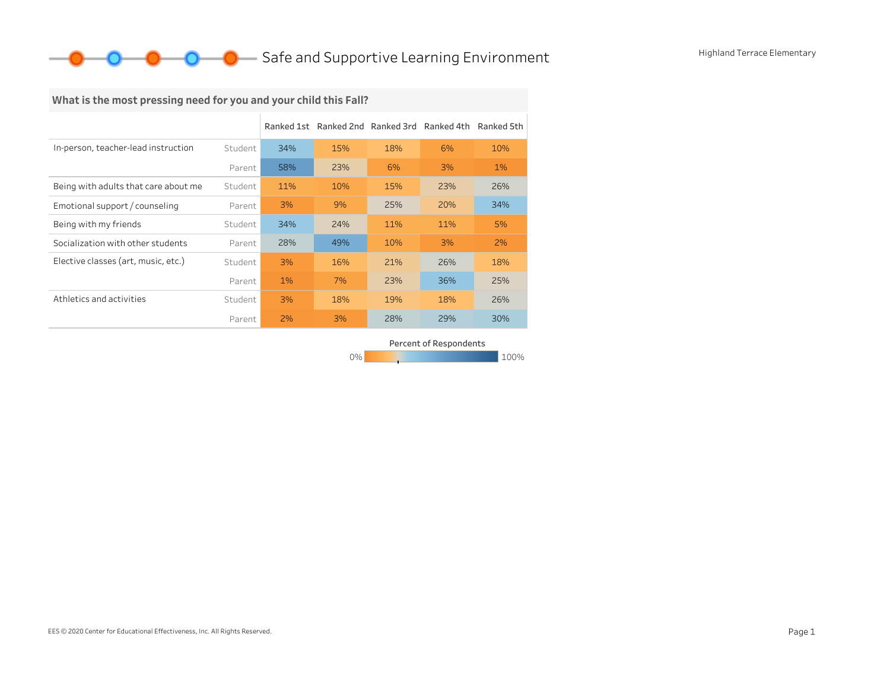# Safe and Supportive Learning Environment

Highland Terrace Elementary

## What is the most pressing need for you and your child this Fall?

| | | Ranked 1st | Ranked 2nd | Ranked 3rd | Ranked 4th | Ranked 5th |
|---|---|---|---|---|---|---|
| In-person, teacher-lead instruction | Student | 34% | 15% | 18% | 6% | 10% |
| | Parent | 58% | 23% | 6% | 3% | 1% |
| Being with adults that care about me | Student | 11% | 10% | 15% | 23% | 26% |
| Emotional support / counseling | Parent | 3% | 9% | 25% | 20% | 34% |
| Being with my friends | Student | 34% | 24% | 11% | 11% | 5% |
| Socialization with other students | Parent | 28% | 49% | 10% | 3% | 2% |
| Elective classes (art, music, etc.) | Student | 3% | 16% | 21% | 26% | 18% |
| | Parent | 1% | 7% | 23% | 36% | 25% |
| Athletics and activities | Student | 3% | 18% | 19% | 18% | 26% |
| | Parent | 2% | 3% | 28% | 29% | 30% |

Percent of Respondents: 0% – 100%

EES © 2020 Center for Educational Effectiveness, Inc. All Rights Reserved.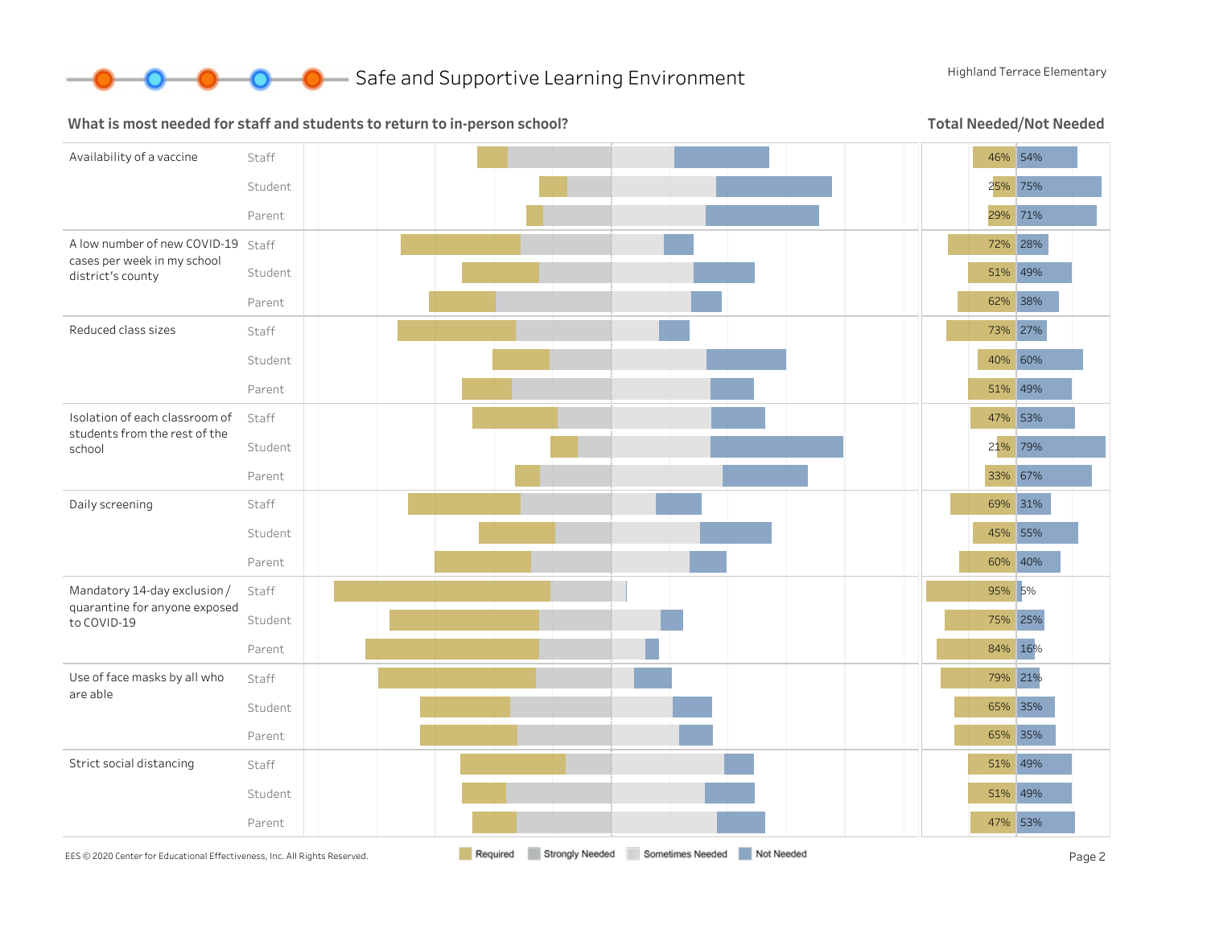# Safe and Supportive Learning Environment

Highland Terrace Elementary

## What is most needed for staff and students to return to in-person school?

**Total Needed/Not Needed**

| Item | Group | Needed | Not Needed |
|---|---|---|---|
| Availability of a vaccine | Staff | 46% | 54% |
| | Student | 25% | 75% |
| | Parent | 29% | 71% |
| A low number of new COVID-19 cases per week in my school district's county | Staff | 72% | 28% |
| | Student | 51% | 49% |
| | Parent | 62% | 38% |
| Reduced class sizes | Staff | 73% | 27% |
| | Student | 40% | 60% |
| | Parent | 51% | 49% |
| Isolation of each classroom of students from the rest of the school | Staff | 47% | 53% |
| | Student | 21% | 79% |
| | Parent | 33% | 67% |
| Daily screening | Staff | 69% | 31% |
| | Student | 45% | 55% |
| | Parent | 60% | 40% |
| Mandatory 14-day exclusion / quarantine for anyone exposed to COVID-19 | Staff | 95% | 5% |
| | Student | 75% | 25% |
| | Parent | 84% | 16% |
| Use of face masks by all who are able | Staff | 79% | 21% |
| | Student | 65% | 35% |
| | Parent | 65% | 35% |
| Strict social distancing | Staff | 51% | 49% |
| | Student | 51% | 49% |
| | Parent | 47% | 53% |

Legend: Required, Strongly Needed, Sometimes Needed, Not Needed

EES © 2020 Center for Educational Effectiveness, Inc. All Rights Reserved.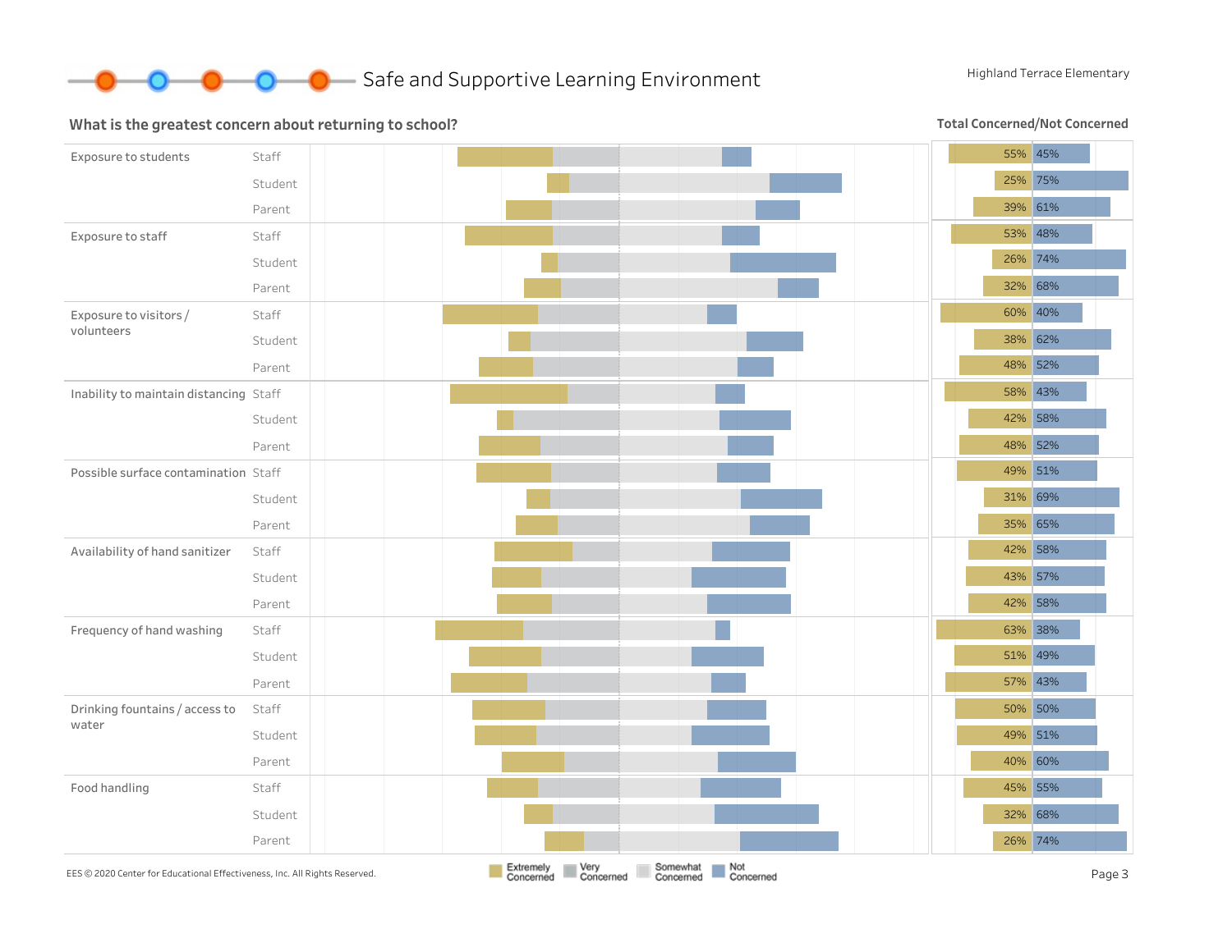## Safe and Supportive Learning Environment

Highland Terrace Elementary

### What is the greatest concern about returning to school?

**Total Concerned/Not Concerned**

| Concern | Group | Total Concerned | Not Concerned |
|---|---|---|---|
| Exposure to students | Staff | 55% | 45% |
| | Student | 25% | 75% |
| | Parent | 39% | 61% |
| Exposure to staff | Staff | 53% | 48% |
| | Student | 26% | 74% |
| | Parent | 32% | 68% |
| Exposure to visitors / volunteers | Staff | 60% | 40% |
| | Student | 38% | 62% |
| | Parent | 48% | 52% |
| Inability to maintain distancing | Staff | 58% | 43% |
| | Student | 42% | 58% |
| | Parent | 48% | 52% |
| Possible surface contamination | Staff | 49% | 51% |
| | Student | 31% | 69% |
| | Parent | 35% | 65% |
| Availability of hand sanitizer | Staff | 42% | 58% |
| | Student | 43% | 57% |
| | Parent | 42% | 58% |
| Frequency of hand washing | Staff | 63% | 38% |
| | Student | 51% | 49% |
| | Parent | 57% | 43% |
| Drinking fountains / access to water | Staff | 50% | 50% |
| | Student | 49% | 51% |
| | Parent | 40% | 60% |
| Food handling | Staff | 45% | 55% |
| | Student | 32% | 68% |
| | Parent | 26% | 74% |

Legend: Extremely Concerned, Very Concerned, Somewhat Concerned, Not Concerned

EES © 2020 Center for Educational Effectiveness, Inc. All Rights Reserved.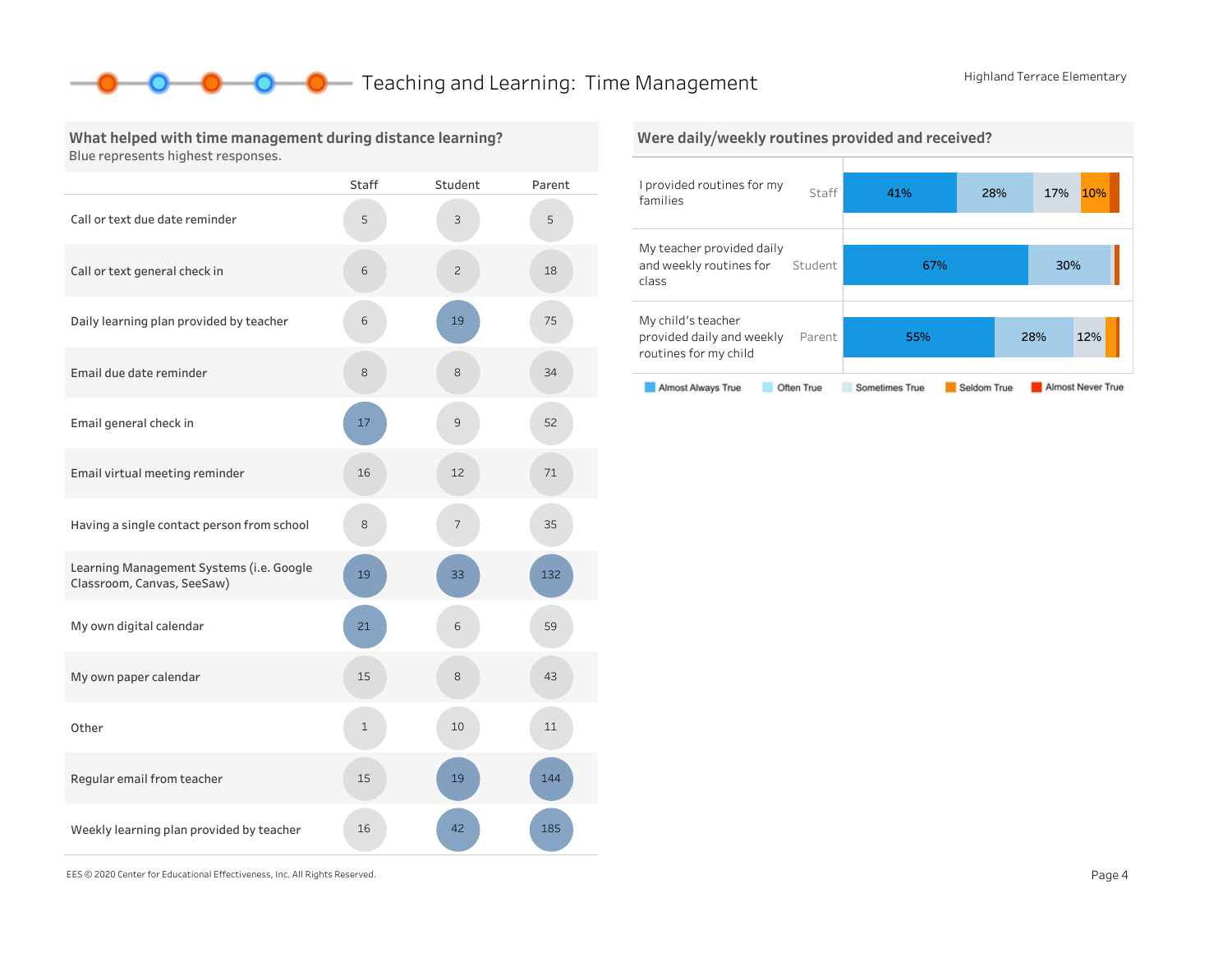# Teaching and Learning: Time Management

Highland Terrace Elementary

## What helped with time management during distance learning?

Blue represents highest responses.

| | Staff | Student | Parent |
|---|---|---|---|
| Call or text due date reminder | 5 | 3 | 5 |
| Call or text general check in | 6 | 2 | 18 |
| Daily learning plan provided by teacher | 6 | 19 | 75 |
| Email due date reminder | 8 | 8 | 34 |
| Email general check in | 17 | 9 | 52 |
| Email virtual meeting reminder | 16 | 12 | 71 |
| Having a single contact person from school | 8 | 7 | 35 |
| Learning Management Systems (i.e. Google Classroom, Canvas, SeeSaw) | 19 | 33 | 132 |
| My own digital calendar | 21 | 6 | 59 |
| My own paper calendar | 15 | 8 | 43 |
| Other | 1 | 10 | 11 |
| Regular email from teacher | 15 | 19 | 144 |
| Weekly learning plan provided by teacher | 16 | 42 | 185 |

## Were daily/weekly routines provided and received?

| Statement | Group | Almost Always True | Often True | Sometimes True | Seldom True | Almost Never True |
|---|---|---|---|---|---|---|
| I provided routines for my families | Staff | 41% | 28% | 17% | 10% | |
| My teacher provided daily and weekly routines for class | Student | 67% | 30% | | | |
| My child's teacher provided daily and weekly routines for my child | Parent | 55% | 28% | 12% | | |

EES © 2020 Center for Educational Effectiveness, Inc. All Rights Reserved.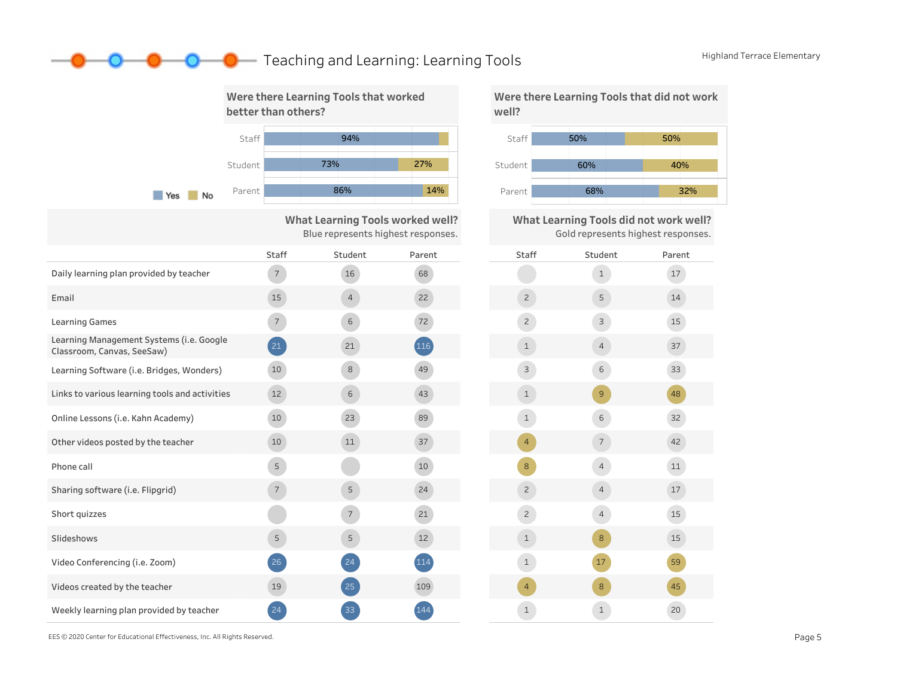# Teaching and Learning: Learning Tools

Highland Terrace Elementary

## Were there Learning Tools that worked better than others?

| | Yes | No |
|---|---|---|
| Staff | 94% | |
| Student | 73% | 27% |
| Parent | 86% | 14% |

## Were there Learning Tools that did not work well?

| | Yes | No |
|---|---|---|
| Staff | 50% | 50% |
| Student | 60% | 40% |
| Parent | 68% | 32% |

## What Learning Tools worked well? / What Learning Tools did not work well?

Blue represents highest responses. Gold represents highest responses.

| | Worked well: Staff | Worked well: Student | Worked well: Parent | Did not work well: Staff | Did not work well: Student | Did not work well: Parent |
|---|---|---|---|---|---|---|
| Daily learning plan provided by teacher | 7 | 16 | 68 | | 1 | 17 |
| Email | 15 | 4 | 22 | 2 | 5 | 14 |
| Learning Games | 7 | 6 | 72 | 2 | 3 | 15 |
| Learning Management Systems (i.e. Google Classroom, Canvas, SeeSaw) | 21 | 21 | 116 | 1 | 4 | 37 |
| Learning Software (i.e. Bridges, Wonders) | 10 | 8 | 49 | 3 | 6 | 33 |
| Links to various learning tools and activities | 12 | 6 | 43 | 1 | 9 | 48 |
| Online Lessons (i.e. Kahn Academy) | 10 | 23 | 89 | 1 | 6 | 32 |
| Other videos posted by the teacher | 10 | 11 | 37 | 4 | 7 | 42 |
| Phone call | 5 | | 10 | 8 | 4 | 11 |
| Sharing software (i.e. Flipgrid) | 7 | 5 | 24 | 2 | 4 | 17 |
| Short quizzes | | 7 | 21 | 2 | 4 | 15 |
| Slideshows | 5 | 5 | 12 | 1 | 8 | 15 |
| Video Conferencing (i.e. Zoom) | 26 | 24 | 114 | 1 | 17 | 59 |
| Videos created by the teacher | 19 | 25 | 109 | 4 | 8 | 45 |
| Weekly learning plan provided by teacher | 24 | 33 | 144 | 1 | 1 | 20 |

EES © 2020 Center for Educational Effectiveness, Inc. All Rights Reserved.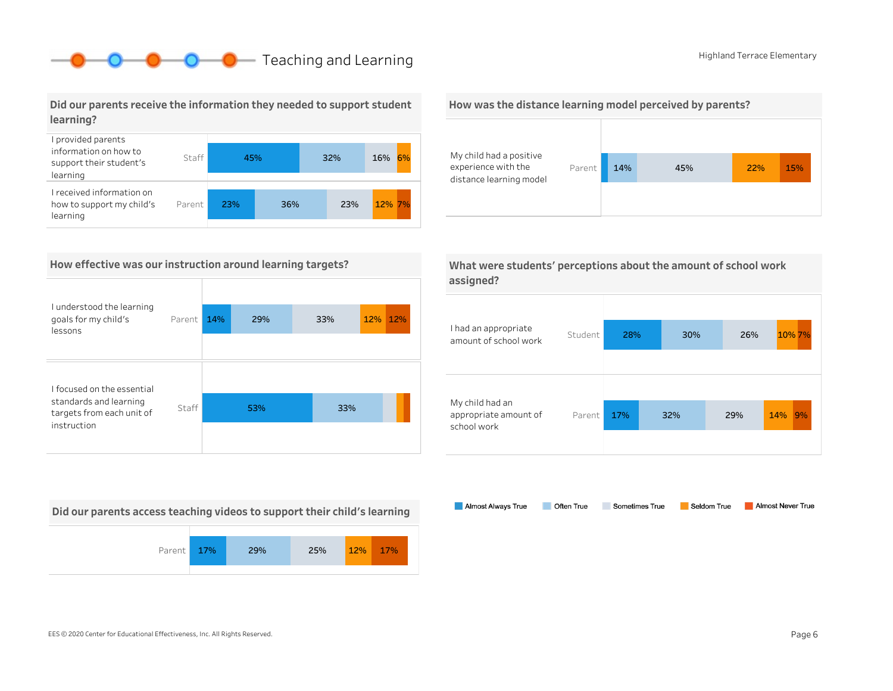# Teaching and Learning

Highland Terrace Elementary

## Did our parents receive the information they needed to support student learning?

| Item | Respondent | Almost Always True | Often True | Sometimes True | Seldom True | Almost Never True |
|---|---|---|---|---|---|---|
| I provided parents information on how to support their student's learning | Staff | 45% | 32% | 16% | 6% | |
| I received information on how to support my child's learning | Parent | 23% | 36% | 23% | 12% | 7% |

## How was the distance learning model perceived by parents?

| Item | Respondent | Almost Always True | Often True | Sometimes True | Seldom True | Almost Never True |
|---|---|---|---|---|---|---|
| My child had a positive experience with the distance learning model | Parent | | 14% | 45% | 22% | 15% |

## How effective was our instruction around learning targets?

| Item | Respondent | Almost Always True | Often True | Sometimes True | Seldom True | Almost Never True |
|---|---|---|---|---|---|---|
| I understood the learning goals for my child's lessons | Parent | 14% | 29% | 33% | 12% | 12% |
| I focused on the essential standards and learning targets from each unit of instruction | Staff | 53% | 33% | | | |

## What were students' perceptions about the amount of school work assigned?

| Item | Respondent | Almost Always True | Often True | Sometimes True | Seldom True | Almost Never True |
|---|---|---|---|---|---|---|
| I had an appropriate amount of school work | Student | 28% | 30% | 26% | 10% | 7% |
| My child had an appropriate amount of school work | Parent | 17% | 32% | 29% | 14% | 9% |

## Did our parents access teaching videos to support their child's learning

| Respondent | Almost Always True | Often True | Sometimes True | Seldom True | Almost Never True |
|---|---|---|---|---|---|
| Parent | 17% | 29% | 25% | 12% | 17% |

Legend: Almost Always True, Often True, Sometimes True, Seldom True, Almost Never True

EES © 2020 Center for Educational Effectiveness, Inc. All Rights Reserved.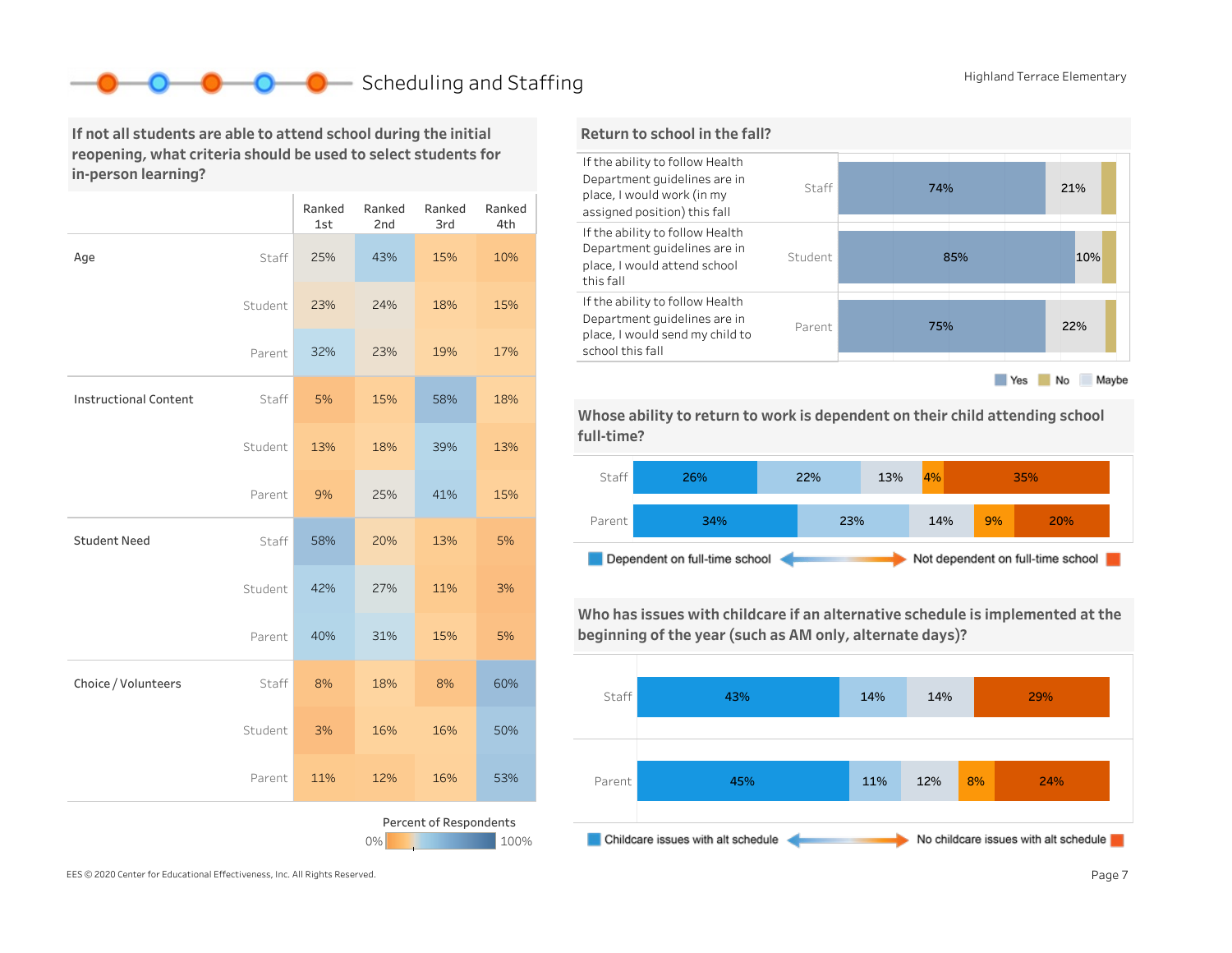## Scheduling and Staffing

Highland Terrace Elementary

### If not all students are able to attend school during the initial reopening, what criteria should be used to select students for in-person learning?

| | | Ranked 1st | Ranked 2nd | Ranked 3rd | Ranked 4th |
|---|---|---|---|---|---|
| Age | Staff | 25% | 43% | 15% | 10% |
| | Student | 23% | 24% | 18% | 15% |
| | Parent | 32% | 23% | 19% | 17% |
| Instructional Content | Staff | 5% | 15% | 58% | 18% |
| | Student | 13% | 18% | 39% | 13% |
| | Parent | 9% | 25% | 41% | 15% |
| Student Need | Staff | 58% | 20% | 13% | 5% |
| | Student | 42% | 27% | 11% | 3% |
| | Parent | 40% | 31% | 15% | 5% |
| Choice / Volunteers | Staff | 8% | 18% | 8% | 60% |
| | Student | 3% | 16% | 16% | 50% |
| | Parent | 11% | 12% | 16% | 53% |

Percent of Respondents: 0% – 100%

### Return to school in the fall?

| Statement | Group | Yes | Maybe | No |
|---|---|---|---|---|
| If the ability to follow Health Department guidelines are in place, I would work (in my assigned position) this fall | Staff | 74% | 21% | |
| If the ability to follow Health Department guidelines are in place, I would attend school this fall | Student | 85% | 10% | |
| If the ability to follow Health Department guidelines are in place, I would send my child to school this fall | Parent | 75% | 22% | |

Yes / No / Maybe

### Whose ability to return to work is dependent on their child attending school full-time?

| | Dependent on full-time school | | | | Not dependent on full-time school |
|---|---|---|---|---|---|
| Staff | 26% | 22% | 13% | 4% | 35% |
| Parent | 34% | 23% | 14% | 9% | 20% |

### Who has issues with childcare if an alternative schedule is implemented at the beginning of the year (such as AM only, alternate days)?

| | Childcare issues with alt schedule | | | | No childcare issues with alt schedule |
|---|---|---|---|---|---|
| Staff | 43% | 14% | 14% | | 29% |
| Parent | 45% | 11% | 12% | 8% | 24% |

EES © 2020 Center for Educational Effectiveness, Inc. All Rights Reserved.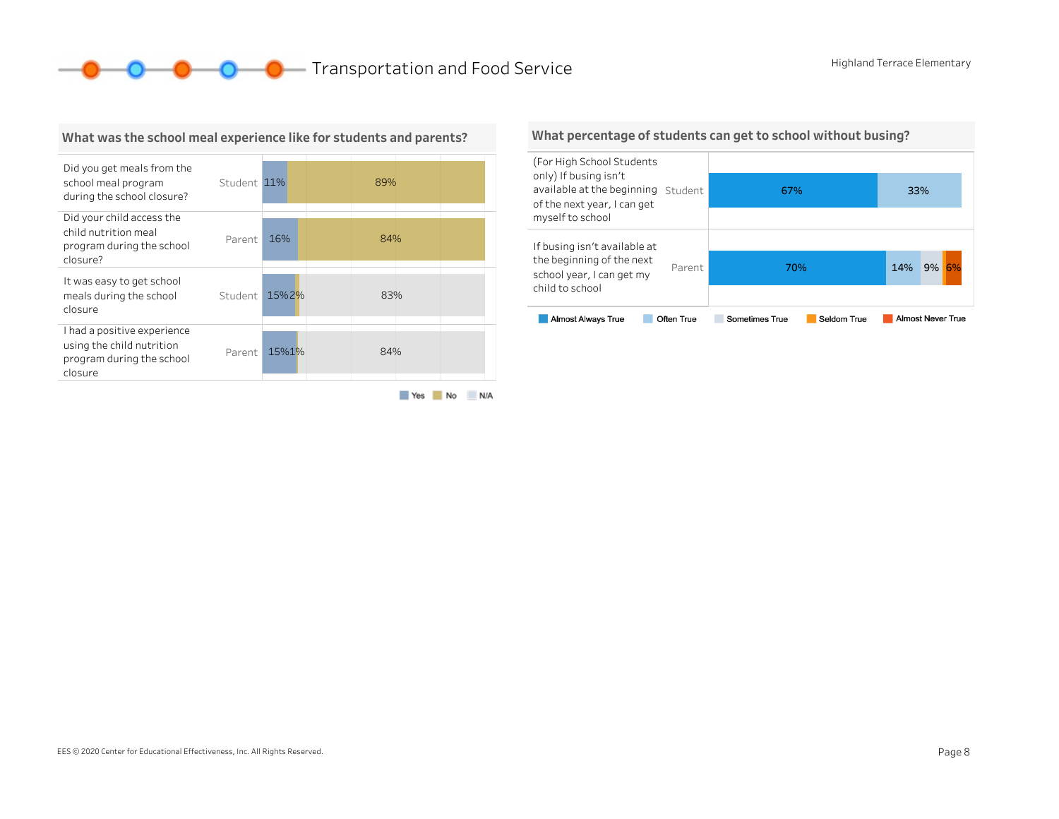# Transportation and Food Service

Highland Terrace Elementary

## What was the school meal experience like for students and parents?

| Question | Respondent | Yes | No | N/A |
|---|---|---|---|---|
| Did you get meals from the school meal program during the school closure? | Student | 11% | 89% | |
| Did your child access the child nutrition meal program during the school closure? | Parent | 16% | 84% | |
| It was easy to get school meals during the school closure | Student | 15% | 2% | 83% |
| I had a positive experience using the child nutrition program during the school closure | Parent | 15% | 1% | 84% |

## What percentage of students can get to school without busing?

| Question | Respondent | Almost Always True | Often True | Sometimes True | Seldom True | Almost Never True |
|---|---|---|---|---|---|---|
| (For High School Students only) If busing isn't available at the beginning of the next year, I can get myself to school | Student | 67% | 33% | | | |
| If busing isn't available at the beginning of the next school year, I can get my child to school | Parent | 70% | 14% | 9% | | 6% |

EES © 2020 Center for Educational Effectiveness, Inc. All Rights Reserved.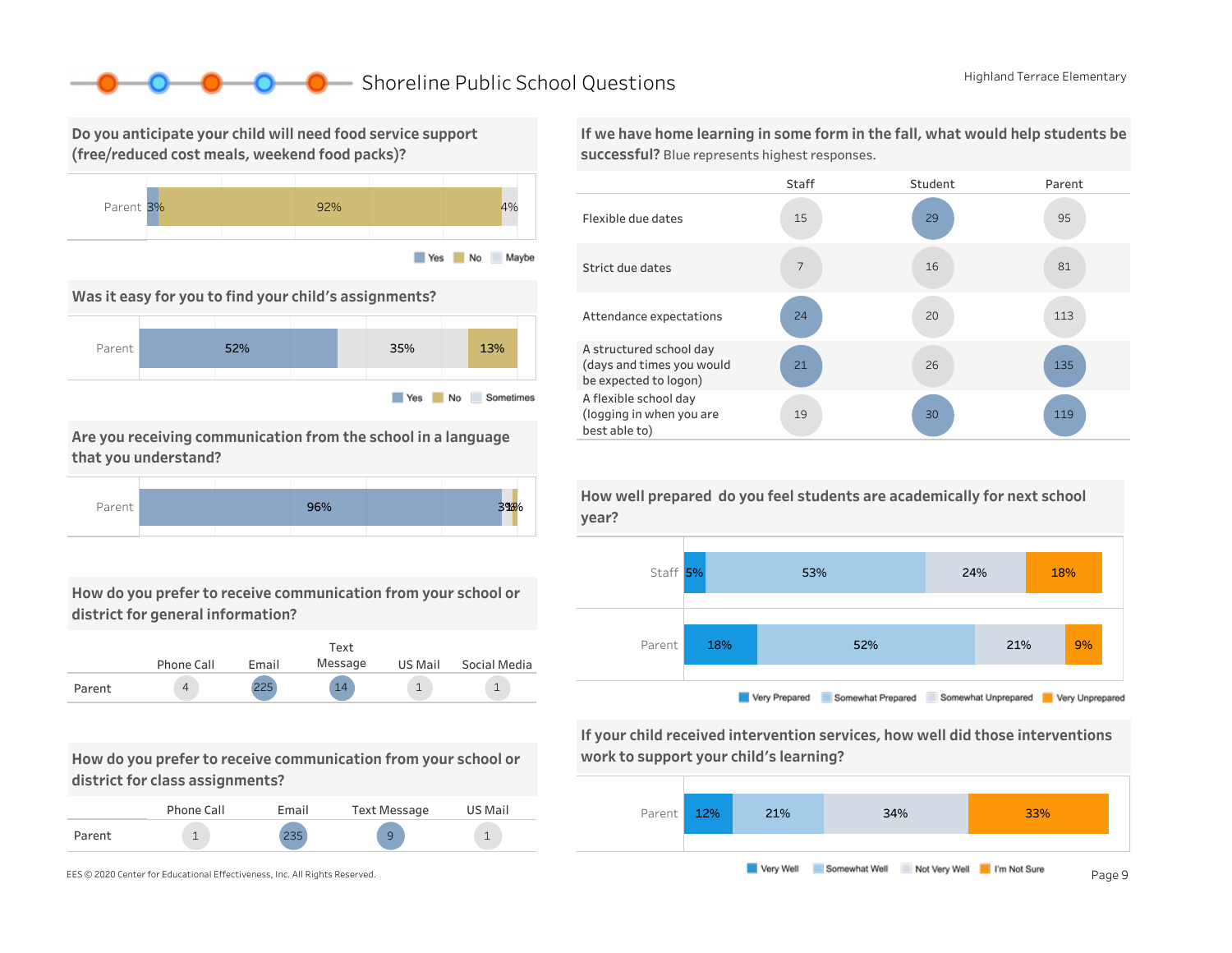## Shoreline Public School Questions

Highland Terrace Elementary

### Do you anticipate your child will need food service support (free/reduced cost meals, weekend food packs)?

| | Yes | No | Maybe |
|---|---|---|---|
| Parent | 3% | 92% | 4% |

### Was it easy for you to find your child's assignments?

| | Yes | Sometimes | No |
|---|---|---|---|
| Parent | 52% | 35% | 13% |

### Are you receiving communication from the school in a language that you understand?

| | Yes | Sometimes | No |
|---|---|---|---|
| Parent | 96% | 3% | 1% |

### How do you prefer to receive communication from your school or district for general information?

| | Phone Call | Email | Text Message | US Mail | Social Media |
|---|---|---|---|---|---|
| Parent | 4 | 225 | 14 | 1 | 1 |

### How do you prefer to receive communication from your school or district for class assignments?

| | Phone Call | Email | Text Message | US Mail |
|---|---|---|---|---|
| Parent | 1 | 235 | 9 | 1 |

### If we have home learning in some form in the fall, what would help students be successful? Blue represents highest responses.

| | Staff | Student | Parent |
|---|---|---|---|
| Flexible due dates | 15 | 29 | 95 |
| Strict due dates | 7 | 16 | 81 |
| Attendance expectations | 24 | 20 | 113 |
| A structured school day (days and times you would be expected to logon) | 21 | 26 | 135 |
| A flexible school day (logging in when you are best able to) | 19 | 30 | 119 |

### How well prepared do you feel students are academically for next school year?

| | Very Prepared | Somewhat Prepared | Somewhat Unprepared | Very Unprepared |
|---|---|---|---|---|
| Staff | 5% | 53% | 24% | 18% |
| Parent | 18% | 52% | 21% | 9% |

### If your child received intervention services, how well did those interventions work to support your child's learning?

| | Very Well | Somewhat Well | Not Very Well | I'm Not Sure |
|---|---|---|---|---|
| Parent | 12% | 21% | 34% | 33% |

EES © 2020 Center for Educational Effectiveness, Inc. All Rights Reserved.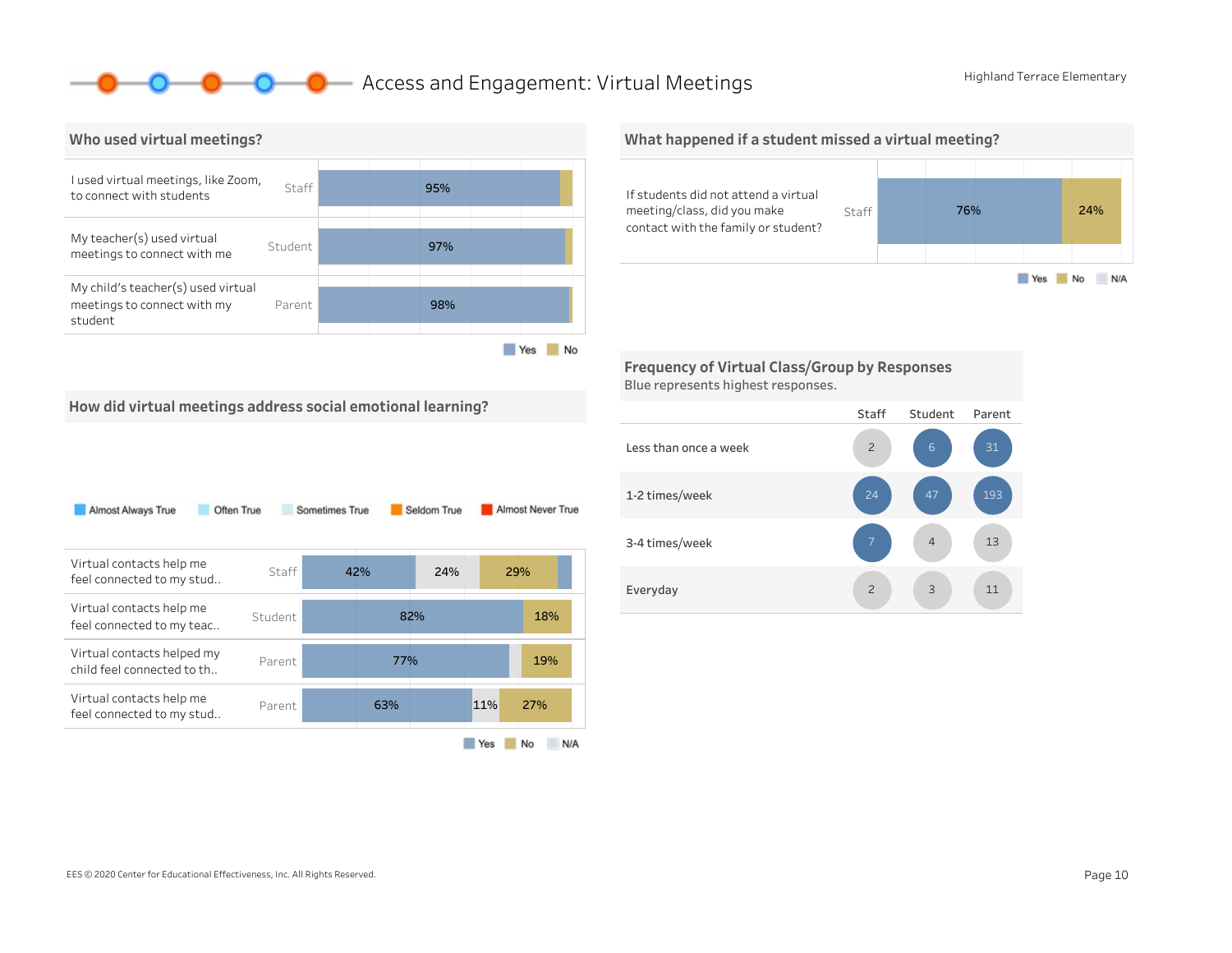# Access and Engagement: Virtual Meetings

Highland Terrace Elementary

## Who used virtual meetings?

| Question | Respondent | Yes | No |
|---|---|---|---|
| I used virtual meetings, like Zoom, to connect with students | Staff | 95% | |
| My teacher(s) used virtual meetings to connect with me | Student | 97% | |
| My child's teacher(s) used virtual meetings to connect with my student | Parent | 98% | |

## What happened if a student missed a virtual meeting?

| Question | Respondent | Yes | No | N/A |
|---|---|---|---|---|
| If students did not attend a virtual meeting/class, did you make contact with the family or student? | Staff | 76% | 24% | |

## How did virtual meetings address social emotional learning?

Almost Always True | Often True | Sometimes True | Seldom True | Almost Never True

| Question | Respondent | Yes | N/A | No |
|---|---|---|---|---|
| Virtual contacts help me feel connected to my stud.. | Staff | 42% | 24% | 29% |
| Virtual contacts help me feel connected to my teac.. | Student | 82% | | 18% |
| Virtual contacts helped my child feel connected to th.. | Parent | 77% | | 19% |
| Virtual contacts help me feel connected to my stud.. | Parent | 63% | 11% | 27% |

Yes | No | N/A

## Frequency of Virtual Class/Group by Responses

Blue represents highest responses.

| | Staff | Student | Parent |
|---|---|---|---|
| Less than once a week | 2 | 6 | 31 |
| 1-2 times/week | 24 | 47 | 193 |
| 3-4 times/week | 7 | 4 | 13 |
| Everyday | 2 | 3 | 11 |

EES © 2020 Center for Educational Effectiveness, Inc. All Rights Reserved.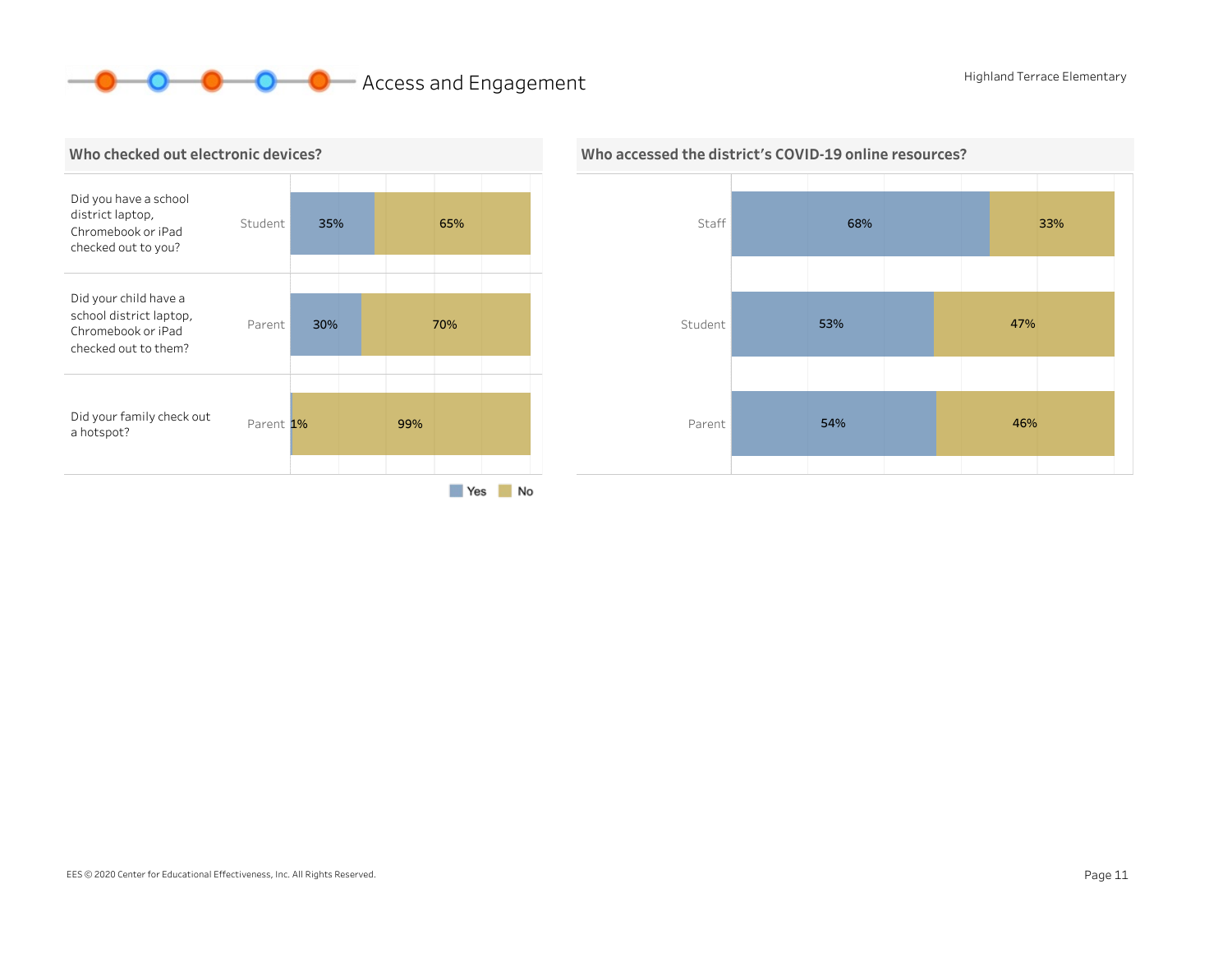# Access and Engagement

Highland Terrace Elementary

## Who checked out electronic devices?

| Question | Respondent | Yes | No |
|---|---|---|---|
| Did you have a school district laptop, Chromebook or iPad checked out to you? | Student | 35% | 65% |
| Did your child have a school district laptop, Chromebook or iPad checked out to them? | Parent | 30% | 70% |
| Did your family check out a hotspot? | Parent | 1% | 99% |

## Who accessed the district's COVID-19 online resources?

| Respondent | Yes | No |
|---|---|---|
| Staff | 68% | 33% |
| Student | 53% | 47% |
| Parent | 54% | 46% |

EES © 2020 Center for Educational Effectiveness, Inc. All Rights Reserved.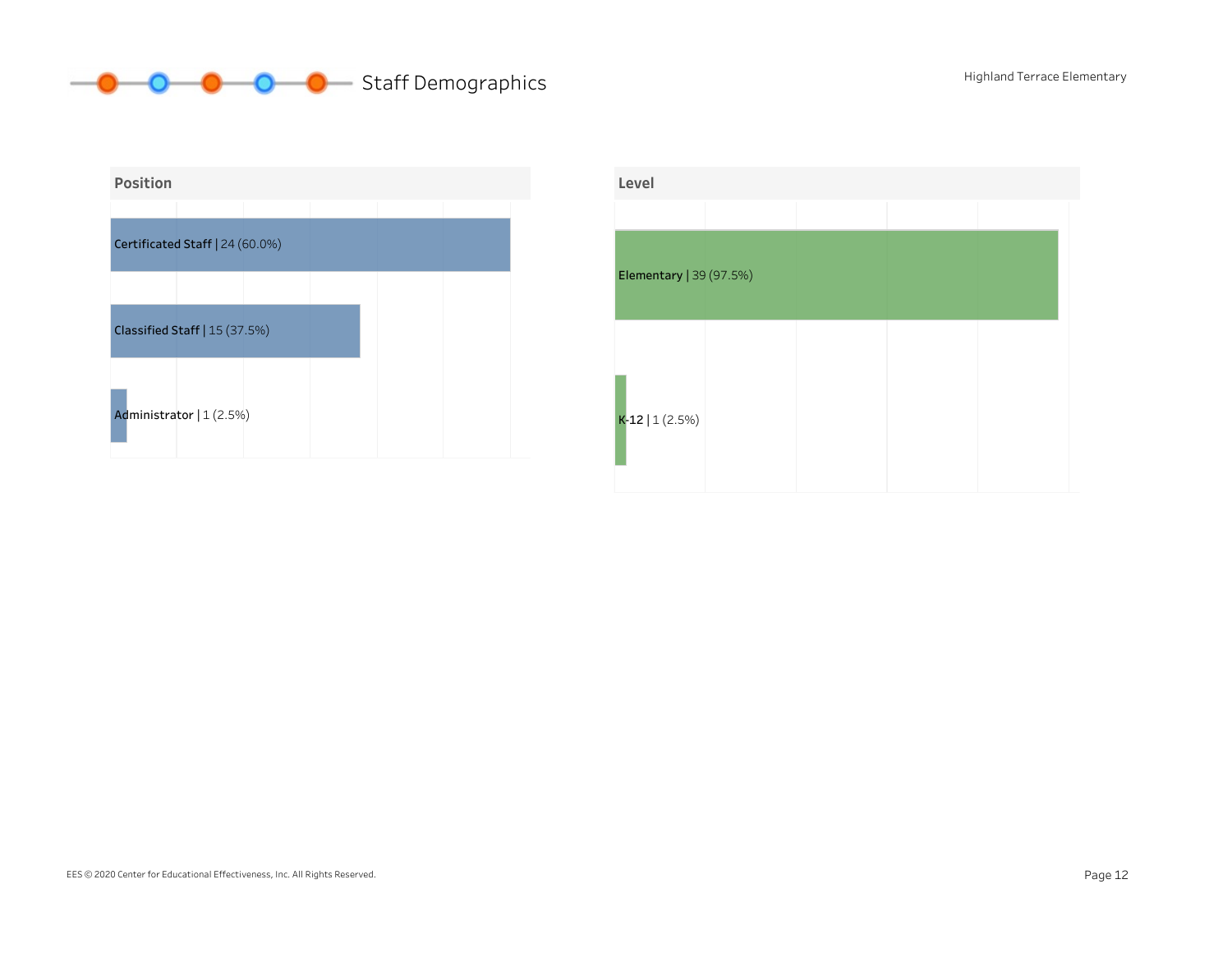## Staff Demographics

### Position

Certificated Staff | 24 (60.0%)

Classified Staff | 15 (37.5%)

Administrator | 1 (2.5%)

### Level

Elementary | 39 (97.5%)

K-12 | 1 (2.5%)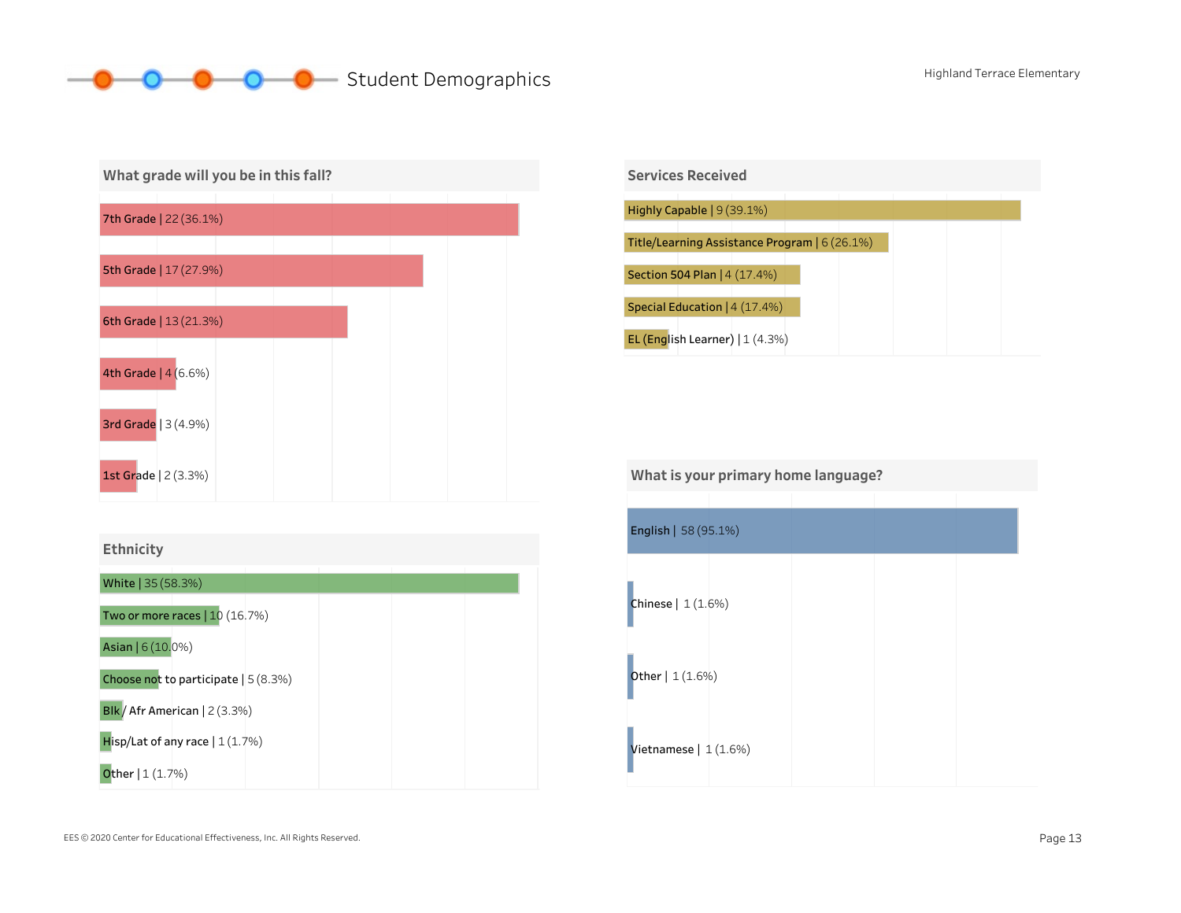# Student Demographics

Highland Terrace Elementary

## What grade will you be in this fall?

| Grade | Count (%) |
|---|---|
| 7th Grade | 22 (36.1%) |
| 5th Grade | 17 (27.9%) |
| 6th Grade | 13 (21.3%) |
| 4th Grade | 4 (6.6%) |
| 3rd Grade | 3 (4.9%) |
| 1st Grade | 2 (3.3%) |

## Services Received

| Service | Count (%) |
|---|---|
| Highly Capable | 9 (39.1%) |
| Title/Learning Assistance Program | 6 (26.1%) |
| Section 504 Plan | 4 (17.4%) |
| Special Education | 4 (17.4%) |
| EL (English Learner) | 1 (4.3%) |

## Ethnicity

| Ethnicity | Count (%) |
|---|---|
| White | 35 (58.3%) |
| Two or more races | 10 (16.7%) |
| Asian | 6 (10.0%) |
| Choose not to participate | 5 (8.3%) |
| Blk / Afr American | 2 (3.3%) |
| Hisp/Lat of any race | 1 (1.7%) |
| Other | 1 (1.7%) |

## What is your primary home language?

| Language | Count (%) |
|---|---|
| English | 58 (95.1%) |
| Chinese | 1 (1.6%) |
| Other | 1 (1.6%) |
| Vietnamese | 1 (1.6%) |

EES © 2020 Center for Educational Effectiveness, Inc. All Rights Reserved.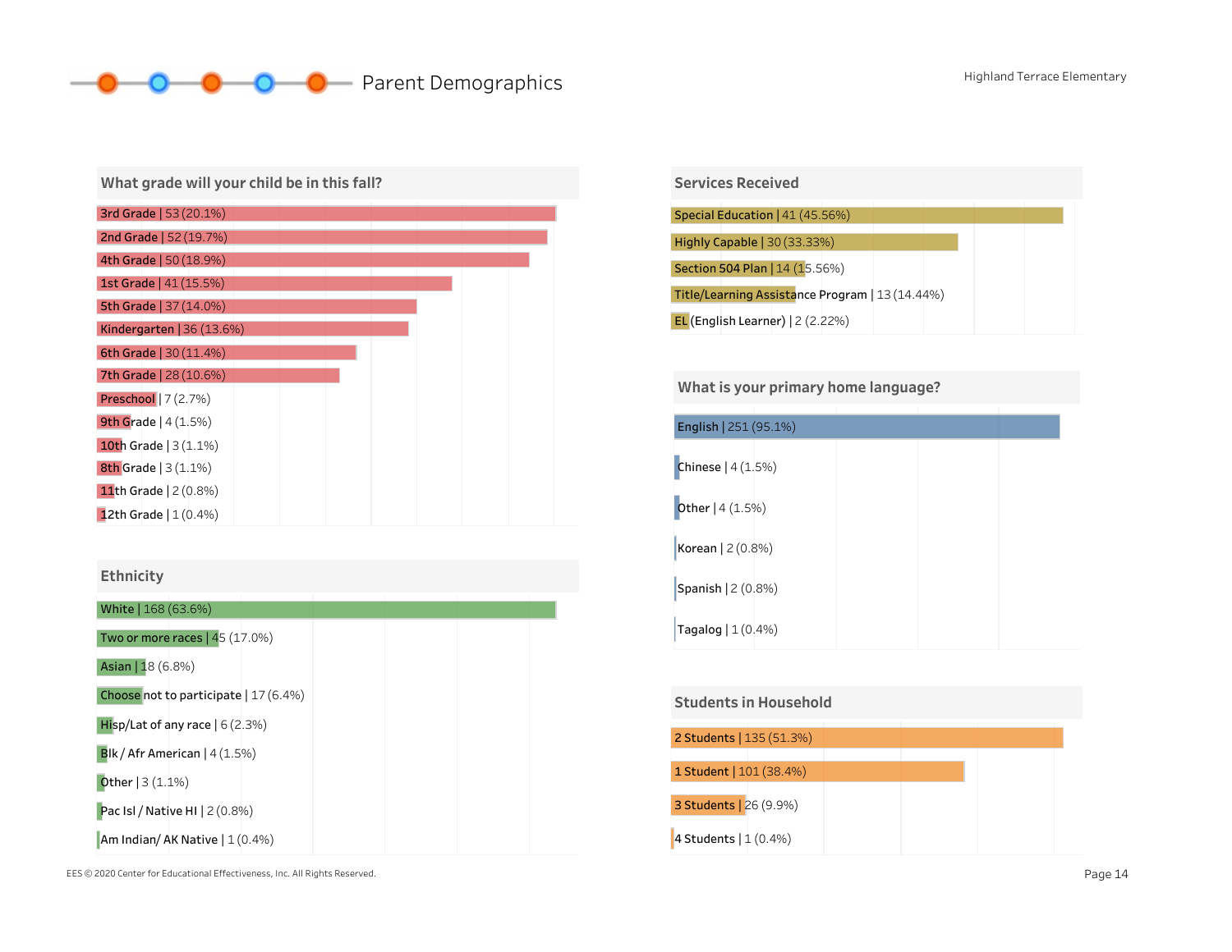# Parent Demographics

## What grade will your child be in this fall?

3rd Grade | 53 (20.1%)
2nd Grade | 52 (19.7%)
4th Grade | 50 (18.9%)
1st Grade | 41 (15.5%)
5th Grade | 37 (14.0%)
Kindergarten | 36 (13.6%)
6th Grade | 30 (11.4%)
7th Grade | 28 (10.6%)
Preschool | 7 (2.7%)
9th Grade | 4 (1.5%)
10th Grade | 3 (1.1%)
8th Grade | 3 (1.1%)
11th Grade | 2 (0.8%)
12th Grade | 1 (0.4%)

## Ethnicity

White | 168 (63.6%)
Two or more races | 45 (17.0%)
Asian | 18 (6.8%)
Choose not to participate | 17 (6.4%)
Hisp/Lat of any race | 6 (2.3%)
Blk / Afr American | 4 (1.5%)
Other | 3 (1.1%)
Pac Isl / Native HI | 2 (0.8%)
Am Indian/ AK Native | 1 (0.4%)

## Services Received

Special Education | 41 (45.56%)
Highly Capable | 30 (33.33%)
Section 504 Plan | 14 (15.56%)
Title/Learning Assistance Program | 13 (14.44%)
EL (English Learner) | 2 (2.22%)

## What is your primary home language?

English | 251 (95.1%)
Chinese | 4 (1.5%)
Other | 4 (1.5%)
Korean | 2 (0.8%)
Spanish | 2 (0.8%)
Tagalog | 1 (0.4%)

## Students in Household

2 Students | 135 (51.3%)
1 Student | 101 (38.4%)
3 Students | 26 (9.9%)
4 Students | 1 (0.4%)

EES © 2020 Center for Educational Effectiveness, Inc. All Rights Reserved.